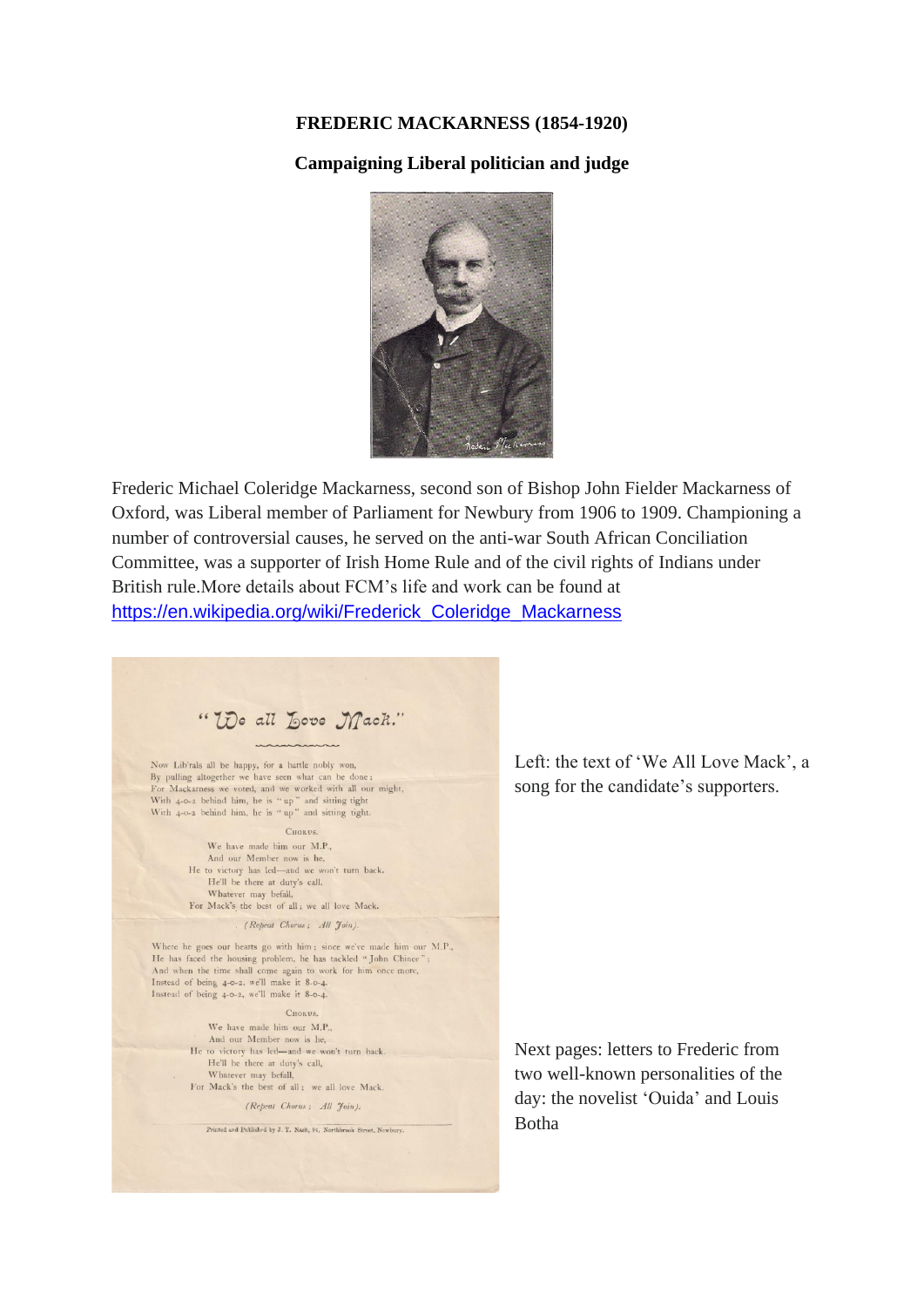**FREDERIC MACKARNESS (1854-1920)**

**Campaigning Liberal politician and judge**

Frederic Michael Coleridge Mackarness, second son of Bishop John Fielder Mackarness of Oxford, was Liberal member of Parliament for Newbury from 1906 to 1909. Championing a number of controversial causes, he served on the anti-war South African Conciliation Committee, was a supporter of Irish Home Rule and of the civil rights of Indians under British rule.More details about FCM's life and work can be found at https://en.wikipedia.org/wiki/Frederick_Coleridge_Mackarness

"We all Love Mack."

Now Lib'rals all be happy, for a battle nobly won,
By pulling altogether we have seen what can be done;
For Mackarness we voted, and we worked with all our might,
With 4-0-2 behind him, he is "up" and sitting tight
With 4-0-2 behind him, he is "up" and sitting tight.

CHORUS.

We have made him our M.P.,
And our Member now is he,
He to victory has led—and we won't turn back.
He'll be there at duty's call,
Whatever may befall,
For Mack's the best of all; we all love Mack.

*(Repeat Chorus; All Join).*

Where he goes our hearts go with him; since we've made him our M.P.,
He has faced the housing problem, he has tackled "John Chince";
And when the time shall come again to work for him once more,
Instead of being 4-0-2, we'll make it 8-0-4.
Instead of being 4-0-2, we'll make it 8-0-4.

CHORUS.

We have made him our M.P.,
And our Member now is he,
He to victory has led—and we won't turn back.
He'll be there at duty's call,
Whatever may befall,
For Mack's the best of all; we all love Mack.

*(Repeat Chorus; All Join).*

Printed and Published by J. T. Nash, 51, Northbrook Street, Newbury.

Left: the text of 'We All Love Mack', a song for the candidate's supporters.

Next pages: letters to Frederic from two well-known personalities of the day: the novelist 'Ouida' and Louis Botha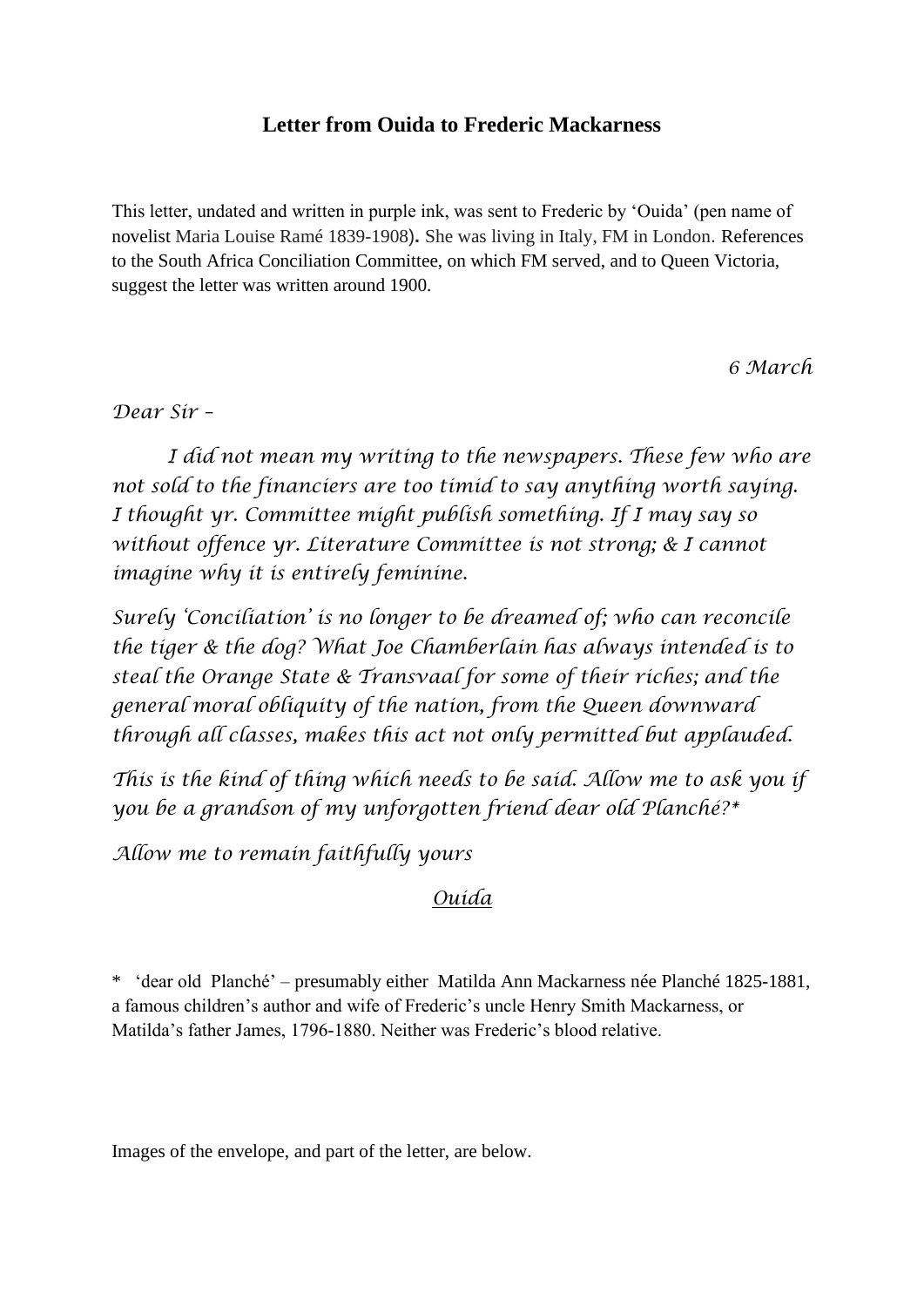**Letter from Ouida to Frederic Mackarness**

This letter, undated and written in purple ink, was sent to Frederic by 'Ouida' (pen name of novelist Maria Louise Ramé 1839-1908). She was living in Italy, FM in London. References to the South Africa Conciliation Committee, on which FM served, and to Queen Victoria, suggest the letter was written around 1900.

*6 March*

*Dear Sir –*

*I did not mean my writing to the newspapers. These few who are not sold to the financiers are too timid to say anything worth saying. I thought yr. Committee might publish something. If I may say so without offence yr. Literature Committee is not strong; & I cannot imagine why it is entirely feminine.*

*Surely 'Conciliation' is no longer to be dreamed of; who can reconcile the tiger & the dog? What Joe Chamberlain has always intended is to steal the Orange State & Transvaal for some of their riches; and the general moral obliquity of the nation, from the Queen downward through all classes, makes this act not only permitted but applauded.*

*This is the kind of thing which needs to be said. Allow me to ask you if you be a grandson of my unforgotten friend dear old Planché?**

*Allow me to remain faithfully yours*

*Ouida*

\* 'dear old Planché' – presumably either Matilda Ann Mackarness née Planché 1825-1881, a famous children's author and wife of Frederic's uncle Henry Smith Mackarness, or Matilda's father James, 1796-1880. Neither was Frederic's blood relative.

Images of the envelope, and part of the letter, are below.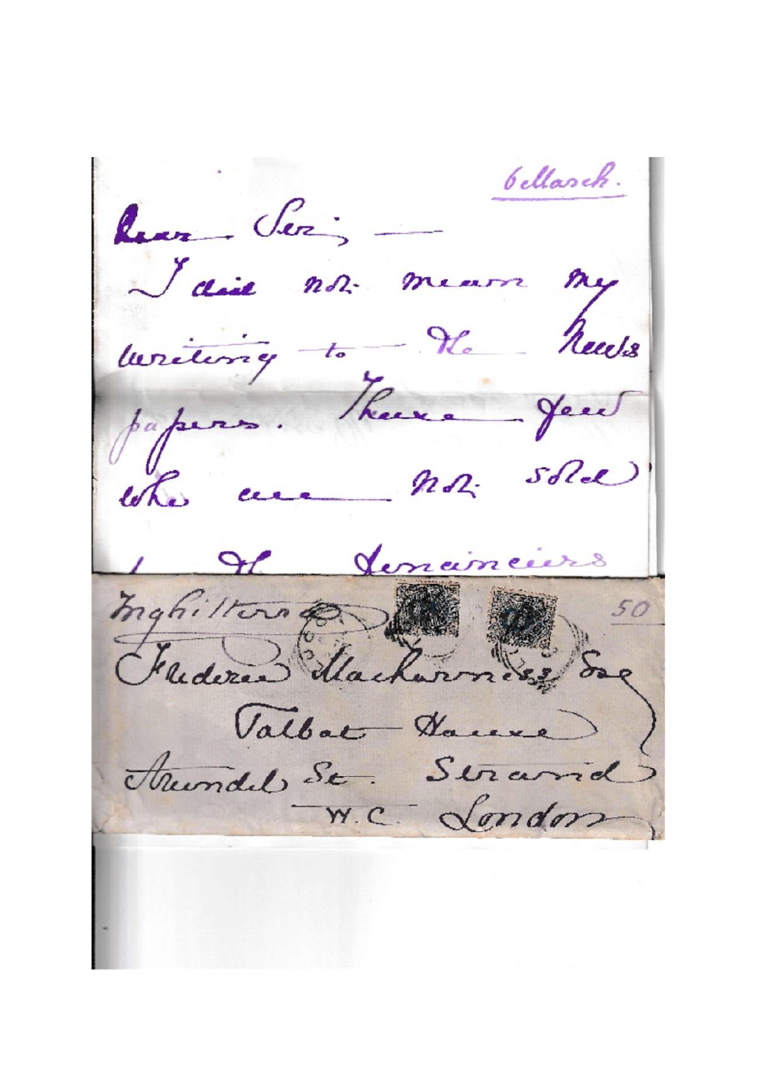6 March.

Dear Sir, —

I did not mean my writing to the News papers. There few who are not sold

/ the denunciers

Inghilterra

50

Frederic Mackarness, Esq

Talbot House

Arundel St. Strand

W.C. London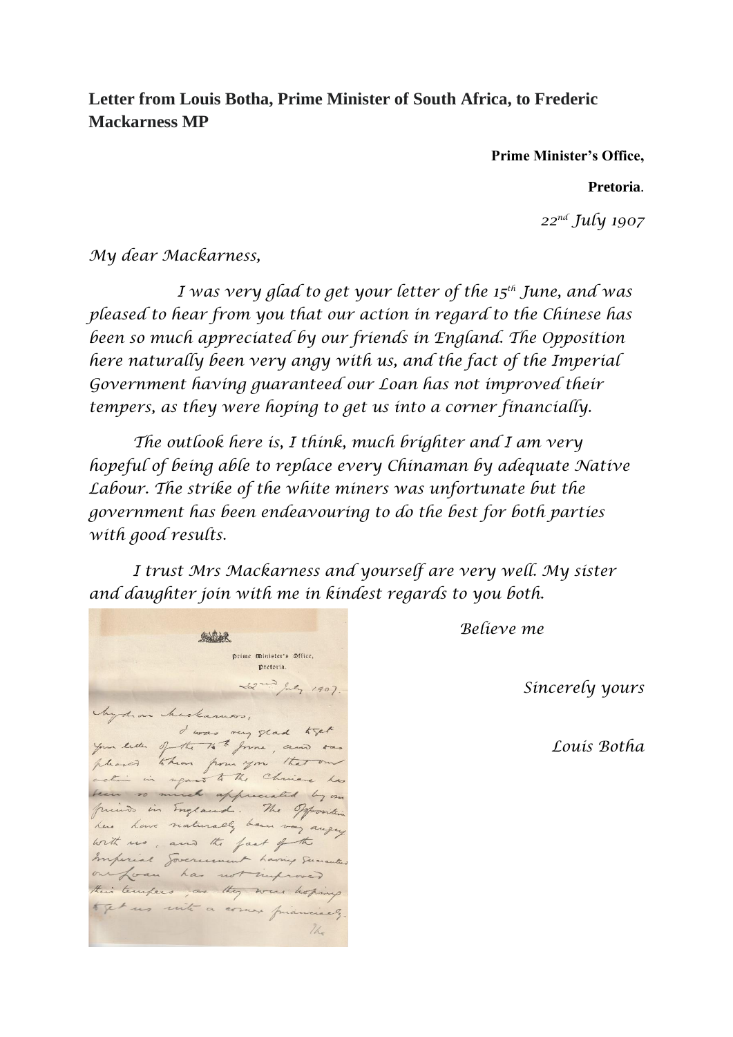**Letter from Louis Botha, Prime Minister of South Africa, to Frederic Mackarness MP**

**Prime Minister's Office,**

**Pretoria**.

*22nd July 1907*

*My dear Mackarness,*

*I was very glad to get your letter of the 15th June, and was pleased to hear from you that our action in regard to the Chinese has been so much appreciated by our friends in England. The Opposition here naturally been very angy with us, and the fact of the Imperial Government having guaranteed our Loan has not improved their tempers, as they were hoping to get us into a corner financially.*

*The outlook here is, I think, much brighter and I am very hopeful of being able to replace every Chinaman by adequate Native Labour. The strike of the white miners was unfortunate but the government has been endeavouring to do the best for both parties with good results.*

*I trust Mrs Mackarness and yourself are very well. My sister and daughter join with me in kindest regards to you both.*

*Believe me*

*Sincerely yours*

*Louis Botha*